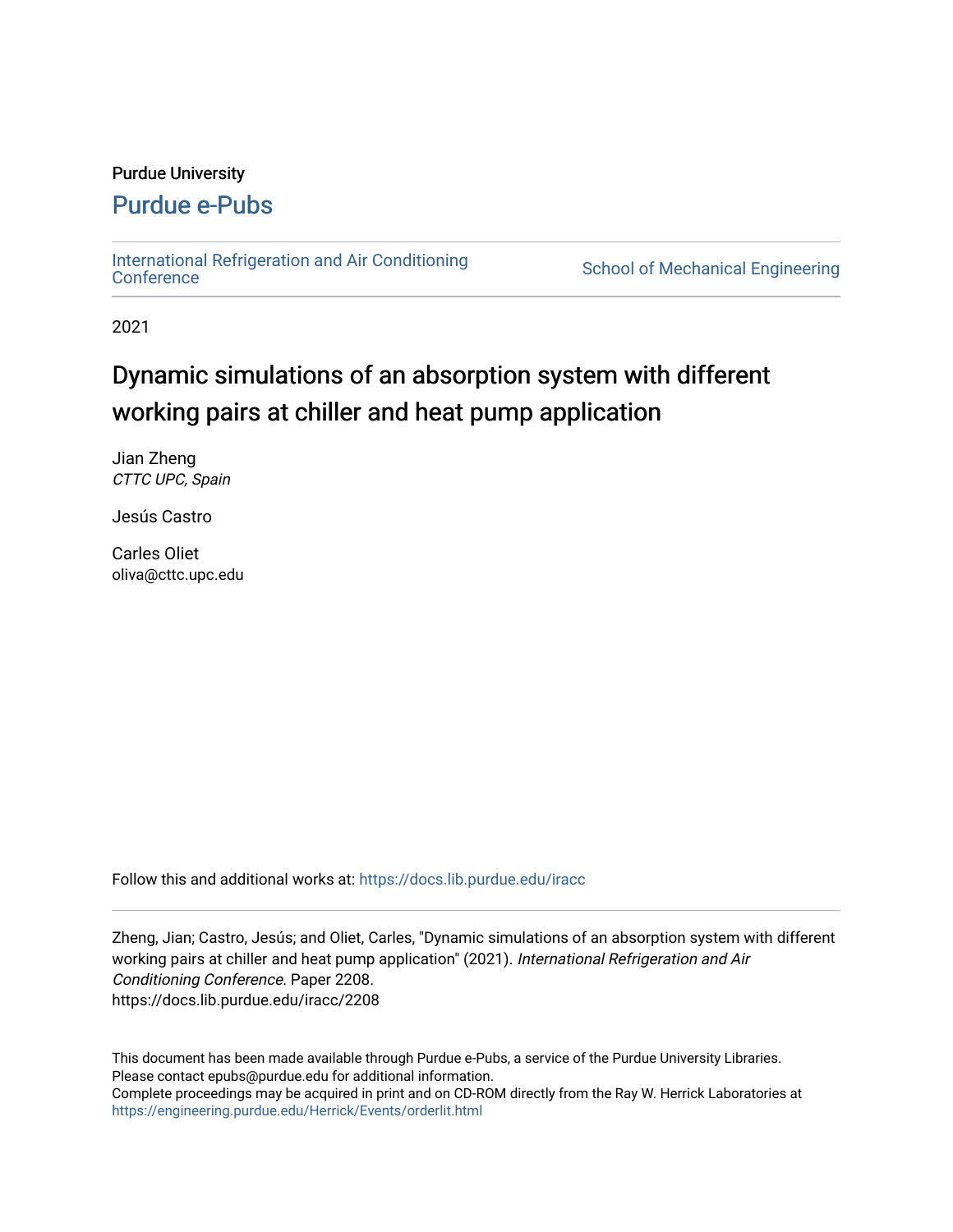Purdue University

# Purdue e-Pubs

International Refrigeration and Air Conditioning Conference

School of Mechanical Engineering

2021

## Dynamic simulations of an absorption system with different working pairs at chiller and heat pump application

Jian Zheng
*CTTC UPC, Spain*

Jesús Castro

Carles Oliet
oliva@cttc.upc.edu

Follow this and additional works at: https://docs.lib.purdue.edu/iracc

Zheng, Jian; Castro, Jesús; and Oliet, Carles, "Dynamic simulations of an absorption system with different working pairs at chiller and heat pump application" (2021). *International Refrigeration and Air Conditioning Conference*. Paper 2208.
https://docs.lib.purdue.edu/iracc/2208

This document has been made available through Purdue e-Pubs, a service of the Purdue University Libraries. Please contact epubs@purdue.edu for additional information.
Complete proceedings may be acquired in print and on CD-ROM directly from the Ray W. Herrick Laboratories at https://engineering.purdue.edu/Herrick/Events/orderlit.html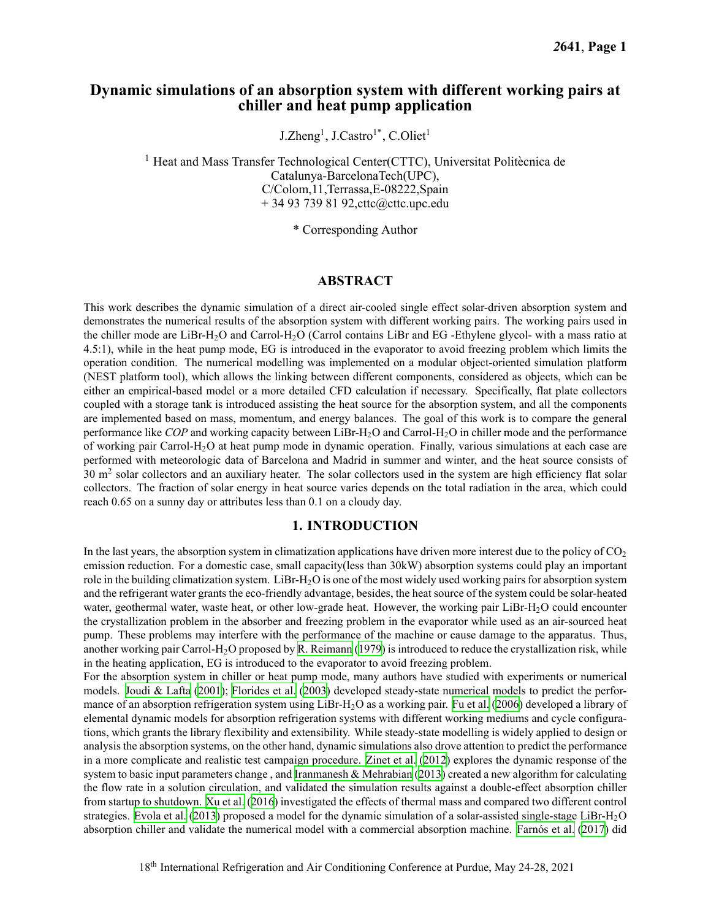# Dynamic simulations of an absorption system with different working pairs at chiller and heat pump application

J.Zheng[1], J.Castro[1*], C.Oliet[1]

[1] Heat and Mass Transfer Technological Center(CTTC), Universitat Politècnica de Catalunya-BarcelonaTech(UPC), C/Colom,11,Terrassa,E-08222,Spain
+ 34 93 739 81 92,cttc@cttc.upc.edu

* Corresponding Author

## ABSTRACT

This work describes the dynamic simulation of a direct air-cooled single effect solar-driven absorption system and demonstrates the numerical results of the absorption system with different working pairs. The working pairs used in the chiller mode are LiBr-$H_2O$ and Carrol-$H_2O$ (Carrol contains LiBr and EG -Ethylene glycol- with a mass ratio at 4.5:1), while in the heat pump mode, EG is introduced in the evaporator to avoid freezing problem which limits the operation condition. The numerical modelling was implemented on a modular object-oriented simulation platform (NEST platform tool), which allows the linking between different components, considered as objects, which can be either an empirical-based model or a more detailed CFD calculation if necessary. Specifically, flat plate collectors coupled with a storage tank is introduced assisting the heat source for the absorption system, and all the components are implemented based on mass, momentum, and energy balances. The goal of this work is to compare the general performance like *COP* and working capacity between LiBr-$H_2O$ and Carrol-$H_2O$ in chiller mode and the performance of working pair Carrol-$H_2O$ at heat pump mode in dynamic operation. Finally, various simulations at each case are performed with meteorologic data of Barcelona and Madrid in summer and winter, and the heat source consists of 30 $m^2$ solar collectors and an auxiliary heater. The solar collectors used in the system are high efficiency flat solar collectors. The fraction of solar energy in heat source varies depends on the total radiation in the area, which could reach 0.65 on a sunny day or attributes less than 0.1 on a cloudy day.

## 1. INTRODUCTION

In the last years, the absorption system in climatization applications have driven more interest due to the policy of $CO_2$ emission reduction. For a domestic case, small capacity(less than 30kW) absorption systems could play an important role in the building climatization system. LiBr-$H_2O$ is one of the most widely used working pairs for absorption system and the refrigerant water grants the eco-friendly advantage, besides, the heat source of the system could be solar-heated water, geothermal water, waste heat, or other low-grade heat. However, the working pair LiBr-$H_2O$ could encounter the crystallization problem in the absorber and freezing problem in the evaporator while used as an air-sourced heat pump. These problems may interfere with the performance of the machine or cause damage to the apparatus. Thus, another working pair Carrol-$H_2O$ proposed by R. Reimann (1979) is introduced to reduce the crystallization risk, while in the heating application, EG is introduced to the evaporator to avoid freezing problem.

For the absorption system in chiller or heat pump mode, many authors have studied with experiments or numerical models. Joudi & Lafta (2001); Florides et al. (2003) developed steady-state numerical models to predict the performance of an absorption refrigeration system using LiBr-$H_2O$ as a working pair. Fu et al. (2006) developed a library of elemental dynamic models for absorption refrigeration systems with different working mediums and cycle configurations, which grants the library flexibility and extensibility. While steady-state modelling is widely applied to design or analysis the absorption systems, on the other hand, dynamic simulations also drove attention to predict the performance in a more complicate and realistic test campaign procedure. Zinet et al. (2012) explores the dynamic response of the system to basic input parameters change , and Iranmanesh & Mehrabian (2013) created a new algorithm for calculating the flow rate in a solution circulation, and validated the simulation results against a double-effect absorption chiller from startup to shutdown. Xu et al. (2016) investigated the effects of thermal mass and compared two different control strategies. Evola et al. (2013) proposed a model for the dynamic simulation of a solar-assisted single-stage LiBr-$H_2O$ absorption chiller and validate the numerical model with a commercial absorption machine. Farnós et al. (2017) did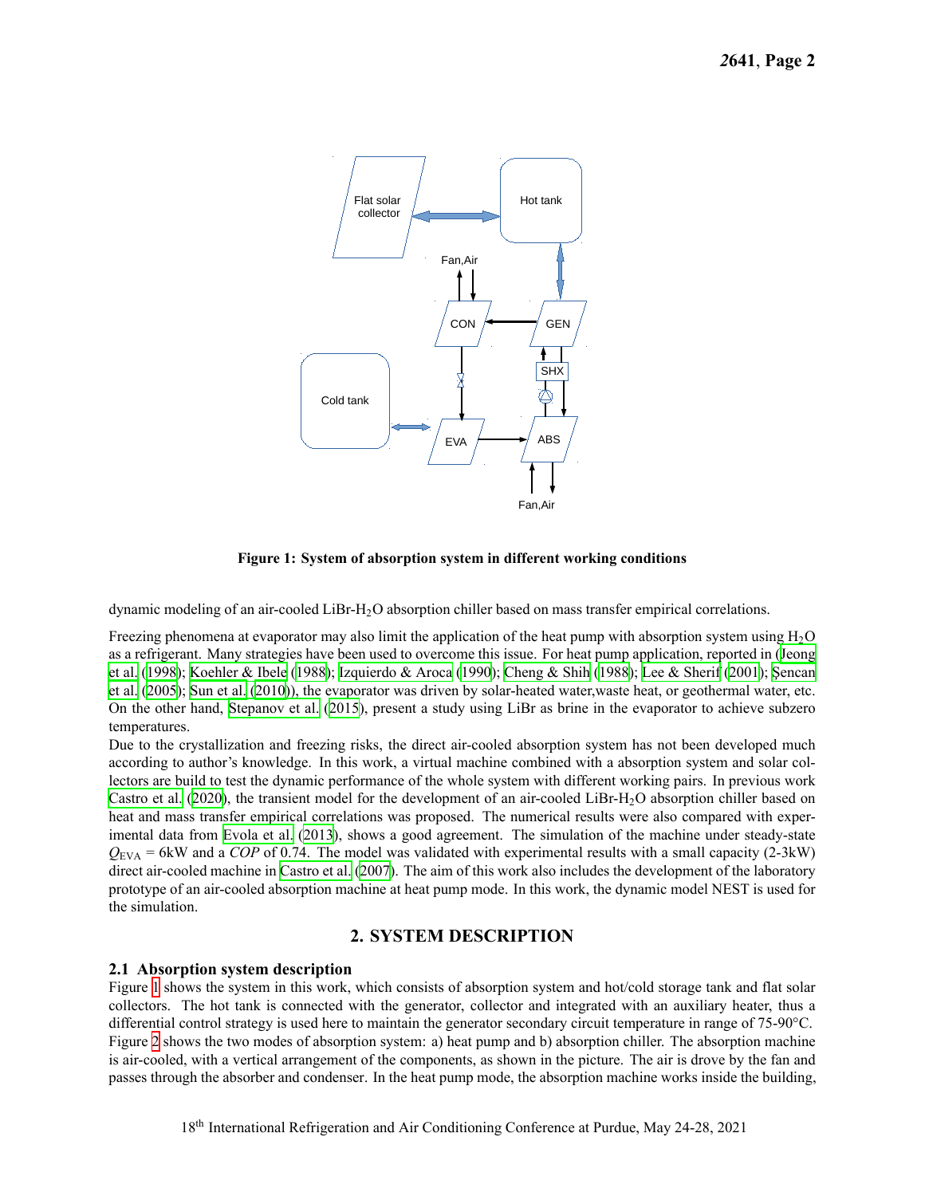Figure 1: System of absorption system in different working conditions

dynamic modeling of an air-cooled LiBr-$H_2O$ absorption chiller based on mass transfer empirical correlations.

Freezing phenomena at evaporator may also limit the application of the heat pump with absorption system using $H_2O$ as a refrigerant. Many strategies have been used to overcome this issue. For heat pump application, reported in (Jeong et al. (1998); Koehler & Ibele (1988); Izquierdo & Aroca (1990); Cheng & Shih (1988); Lee & Sherif (2001); Şencan et al. (2005); Sun et al. (2010)), the evaporator was driven by solar-heated water,waste heat, or geothermal water, etc. On the other hand, Stepanov et al. (2015), present a study using LiBr as brine in the evaporator to achieve subzero temperatures.
Due to the crystallization and freezing risks, the direct air-cooled absorption system has not been developed much according to author's knowledge. In this work, a virtual machine combined with a absorption system and solar collectors are build to test the dynamic performance of the whole system with different working pairs. In previous work Castro et al. (2020), the transient model for the development of an air-cooled LiBr-$H_2O$ absorption chiller based on heat and mass transfer empirical correlations was proposed. The numerical results were also compared with experimental data from Evola et al. (2013), shows a good agreement. The simulation of the machine under steady-state $Q_{EVA}$ = 6kW and a *COP* of 0.74. The model was validated with experimental results with a small capacity (2-3kW) direct air-cooled machine in Castro et al. (2007). The aim of this work also includes the development of the laboratory prototype of an air-cooled absorption machine at heat pump mode. In this work, the dynamic model NEST is used for the simulation.

## 2. SYSTEM DESCRIPTION

### 2.1 Absorption system description

Figure 1 shows the system in this work, which consists of absorption system and hot/cold storage tank and flat solar collectors. The hot tank is connected with the generator, collector and integrated with an auxiliary heater, thus a differential control strategy is used here to maintain the generator secondary circuit temperature in range of 75-90°C. Figure 2 shows the two modes of absorption system: a) heat pump and b) absorption chiller. The absorption machine is air-cooled, with a vertical arrangement of the components, as shown in the picture. The air is drove by the fan and passes through the absorber and condenser. In the heat pump mode, the absorption machine works inside the building,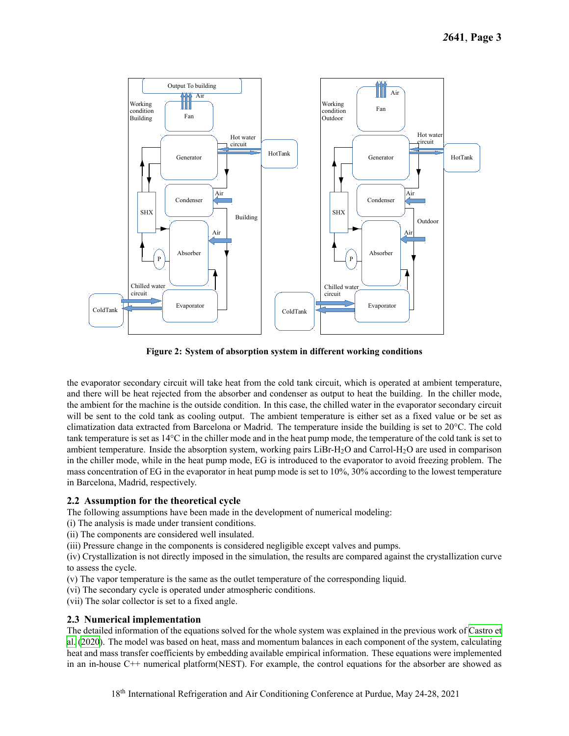**Figure 2: System of absorption system in different working conditions**

the evaporator secondary circuit will take heat from the cold tank circuit, which is operated at ambient temperature, and there will be heat rejected from the absorber and condenser as output to heat the building. In the chiller mode, the ambient for the machine is the outside condition. In this case, the chilled water in the evaporator secondary circuit will be sent to the cold tank as cooling output. The ambient temperature is either set as a fixed value or be set as climatization data extracted from Barcelona or Madrid. The temperature inside the building is set to 20°C. The cold tank temperature is set as 14°C in the chiller mode and in the heat pump mode, the temperature of the cold tank is set to ambient temperature. Inside the absorption system, working pairs LiBr-$H_2O$ and Carrol-$H_2O$ are used in comparison in the chiller mode, while in the heat pump mode, EG is introduced to the evaporator to avoid freezing problem. The mass concentration of EG in the evaporator in heat pump mode is set to 10%, 30% according to the lowest temperature in Barcelona, Madrid, respectively.

## 2.2 Assumption for the theoretical cycle

The following assumptions have been made in the development of numerical modeling:
(i) The analysis is made under transient conditions.
(ii) The components are considered well insulated.
(iii) Pressure change in the components is considered negligible except valves and pumps.
(iv) Crystallization is not directly imposed in the simulation, the results are compared against the crystallization curve to assess the cycle.
(v) The vapor temperature is the same as the outlet temperature of the corresponding liquid.
(vi) The secondary cycle is operated under atmospheric conditions.
(vii) The solar collector is set to a fixed angle.

## 2.3 Numerical implementation

The detailed information of the equations solved for the whole system was explained in the previous work of Castro et al. (2020). The model was based on heat, mass and momentum balances in each component of the system, calculating heat and mass transfer coefficients by embedding available empirical information. These equations were implemented in an in-house C++ numerical platform(NEST). For example, the control equations for the absorber are showed as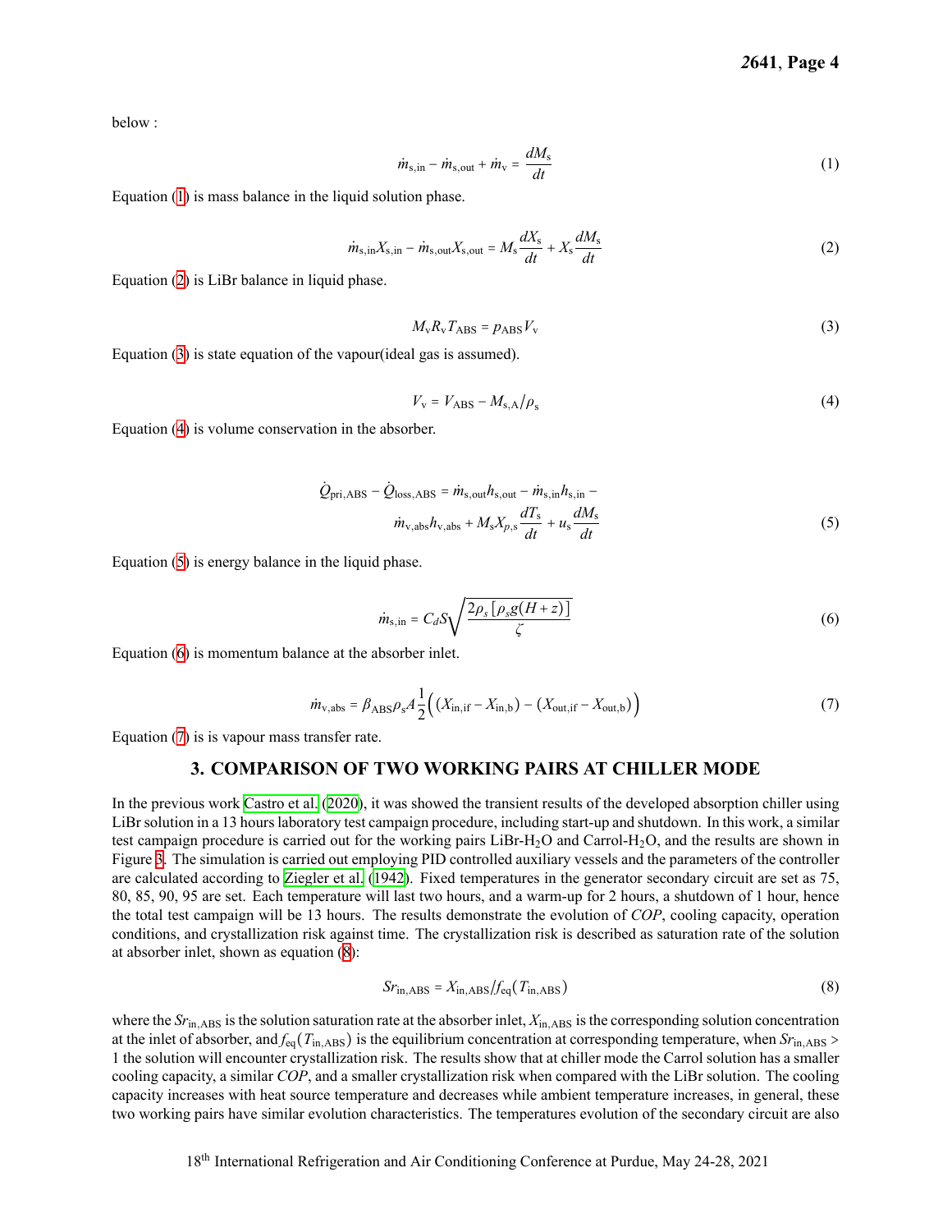below :

$$\dot{m}_{\mathrm{s,in}} - \dot{m}_{\mathrm{s,out}} + \dot{m}_{\mathrm{v}} = \frac{dM_{\mathrm{s}}}{dt} \tag{1}$$

Equation (1) is mass balance in the liquid solution phase.

$$\dot{m}_{\mathrm{s,in}} X_{\mathrm{s,in}} - \dot{m}_{\mathrm{s,out}} X_{\mathrm{s,out}} = M_{\mathrm{s}} \frac{dX_{\mathrm{s}}}{dt} + X_{\mathrm{s}} \frac{dM_{\mathrm{s}}}{dt} \tag{2}$$

Equation (2) is LiBr balance in liquid phase.

$$M_{\mathrm{v}} R_{\mathrm{v}} T_{\mathrm{ABS}} = p_{\mathrm{ABS}} V_{\mathrm{v}} \tag{3}$$

Equation (3) is state equation of the vapour(ideal gas is assumed).

$$V_{\mathrm{v}} = V_{\mathrm{ABS}} - M_{\mathrm{s,A}} / \rho_{\mathrm{s}} \tag{4}$$

Equation (4) is volume conservation in the absorber.

$$\dot{Q}_{\mathrm{pri,ABS}} - \dot{Q}_{\mathrm{loss,ABS}} = \dot{m}_{\mathrm{s,out}} h_{\mathrm{s,out}} - \dot{m}_{\mathrm{s,in}} h_{\mathrm{s,in}} - \dot{m}_{\mathrm{v,abs}} h_{\mathrm{v,abs}} + M_{\mathrm{s}} X_{p,\mathrm{s}} \frac{dT_{\mathrm{s}}}{dt} + u_{\mathrm{s}} \frac{dM_{\mathrm{s}}}{dt} \tag{5}$$

Equation (5) is energy balance in the liquid phase.

$$\dot{m}_{\mathrm{s,in}} = C_d S \sqrt{\frac{2\rho_s \left[\rho_s g (H + z)\right]}{\zeta}} \tag{6}$$

Equation (6) is momentum balance at the absorber inlet.

$$\dot{m}_{\mathrm{v,abs}} = \beta_{\mathrm{ABS}} \rho_{\mathrm{s}} A \frac{1}{2} \Big( \left(X_{\mathrm{in,if}} - X_{\mathrm{in,b}}\right) - \left(X_{\mathrm{out,if}} - X_{\mathrm{out,b}}\right) \Big) \tag{7}$$

Equation (7) is is vapour mass transfer rate.

## 3. COMPARISON OF TWO WORKING PAIRS AT CHILLER MODE

In the previous work Castro et al. (2020), it was showed the transient results of the developed absorption chiller using LiBr solution in a 13 hours laboratory test campaign procedure, including start-up and shutdown. In this work, a similar test campaign procedure is carried out for the working pairs LiBr-$H_2O$ and Carrol-$H_2O$, and the results are shown in Figure 3. The simulation is carried out employing PID controlled auxiliary vessels and the parameters of the controller are calculated according to Ziegler et al. (1942). Fixed temperatures in the generator secondary circuit are set as 75, 80, 85, 90, 95 are set. Each temperature will last two hours, and a warm-up for 2 hours, a shutdown of 1 hour, hence the total test campaign will be 13 hours. The results demonstrate the evolution of *COP*, cooling capacity, operation conditions, and crystallization risk against time. The crystallization risk is described as saturation rate of the solution at absorber inlet, shown as equation (8):

$$Sr_{\mathrm{in,ABS}} = X_{\mathrm{in,ABS}} / f_{\mathrm{eq}}(T_{\mathrm{in,ABS}}) \tag{8}$$

where the $Sr_{\mathrm{in,ABS}}$ is the solution saturation rate at the absorber inlet, $X_{\mathrm{in,ABS}}$ is the corresponding solution concentration at the inlet of absorber, and $f_{\mathrm{eq}}(T_{\mathrm{in,ABS}})$ is the equilibrium concentration at corresponding temperature, when $Sr_{\mathrm{in,ABS}} > 1$ the solution will encounter crystallization risk. The results show that at chiller mode the Carrol solution has a smaller cooling capacity, a similar *COP*, and a smaller crystallization risk when compared with the LiBr solution. The cooling capacity increases with heat source temperature and decreases while ambient temperature increases, in general, these two working pairs have similar evolution characteristics. The temperatures evolution of the secondary circuit are also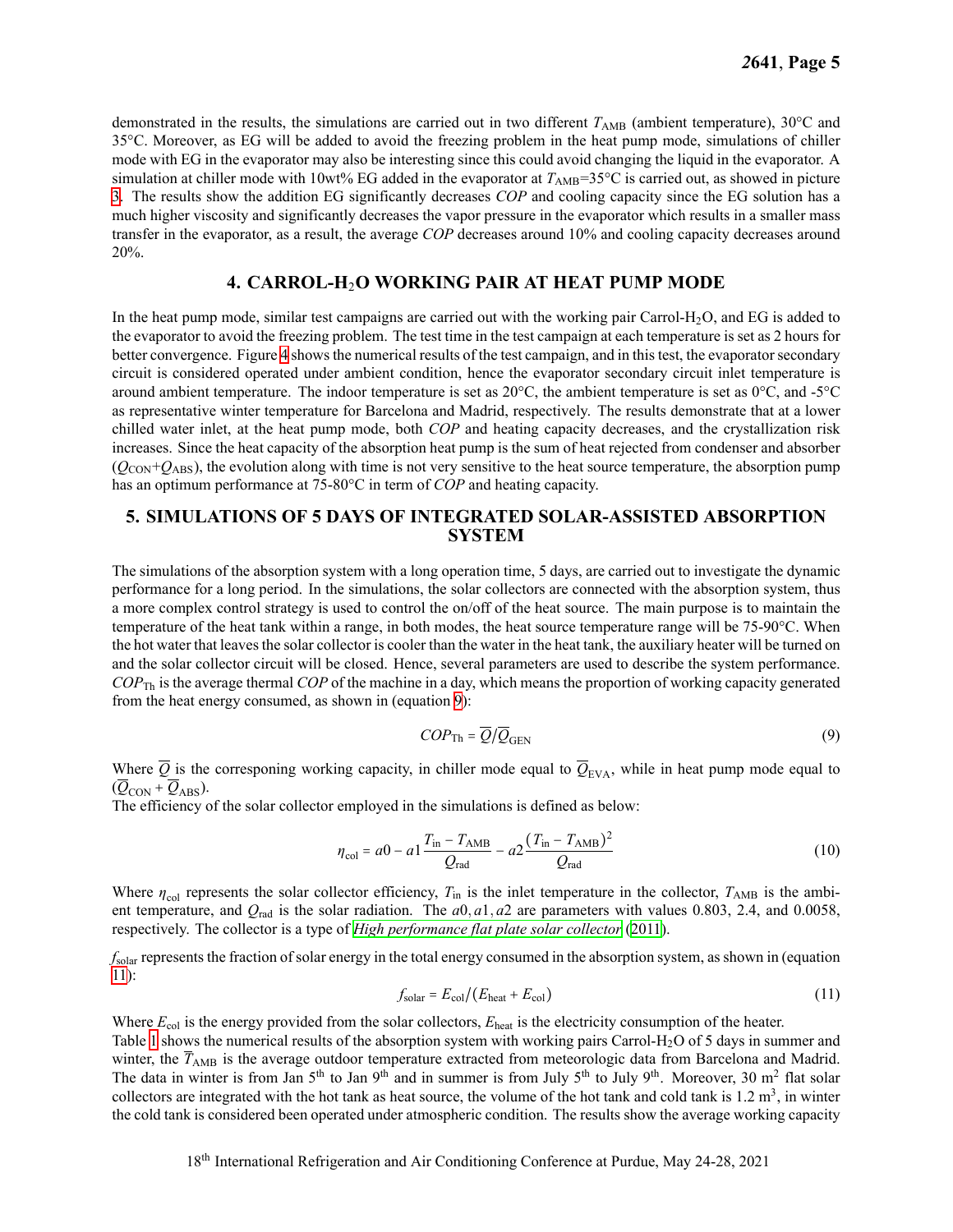demonstrated in the results, the simulations are carried out in two different $T_{AMB}$ (ambient temperature), 30°C and 35°C. Moreover, as EG will be added to avoid the freezing problem in the heat pump mode, simulations of chiller mode with EG in the evaporator may also be interesting since this could avoid changing the liquid in the evaporator. A simulation at chiller mode with 10wt% EG added in the evaporator at $T_{AMB}$=35°C is carried out, as showed in picture 3. The results show the addition EG significantly decreases *COP* and cooling capacity since the EG solution has a much higher viscosity and significantly decreases the vapor pressure in the evaporator which results in a smaller mass transfer in the evaporator, as a result, the average *COP* decreases around 10% and cooling capacity decreases around 20%.

## 4. CARROL-$H_2O$ WORKING PAIR AT HEAT PUMP MODE

In the heat pump mode, similar test campaigns are carried out with the working pair Carrol-$H_2O$, and EG is added to the evaporator to avoid the freezing problem. The test time in the test campaign at each temperature is set as 2 hours for better convergence. Figure 4 shows the numerical results of the test campaign, and in this test, the evaporator secondary circuit is considered operated under ambient condition, hence the evaporator secondary circuit inlet temperature is around ambient temperature. The indoor temperature is set as 20°C, the ambient temperature is set as 0°C, and -5°C as representative winter temperature for Barcelona and Madrid, respectively. The results demonstrate that at a lower chilled water inlet, at the heat pump mode, both *COP* and heating capacity decreases, and the crystallization risk increases. Since the heat capacity of the absorption heat pump is the sum of heat rejected from condenser and absorber ($Q_{CON}$+$Q_{ABS}$), the evolution along with time is not very sensitive to the heat source temperature, the absorption pump has an optimum performance at 75-80°C in term of *COP* and heating capacity.

## 5. SIMULATIONS OF 5 DAYS OF INTEGRATED SOLAR-ASSISTED ABSORPTION SYSTEM

The simulations of the absorption system with a long operation time, 5 days, are carried out to investigate the dynamic performance for a long period. In the simulations, the solar collectors are connected with the absorption system, thus a more complex control strategy is used to control the on/off of the heat source. The main purpose is to maintain the temperature of the heat tank within a range, in both modes, the heat source temperature range will be 75-90°C. When the hot water that leaves the solar collector is cooler than the water in the heat tank, the auxiliary heater will be turned on and the solar collector circuit will be closed. Hence, several parameters are used to describe the system performance. $COP_{Th}$ is the average thermal *COP* of the machine in a day, which means the proportion of working capacity generated from the heat energy consumed, as shown in (equation 9):

$$COP_{Th} = \overline{Q}/\overline{Q}_{GEN} \tag{9}$$

Where $\overline{Q}$ is the corresponing working capacity, in chiller mode equal to $\overline{Q}_{EVA}$, while in heat pump mode equal to ($\overline{Q}_{CON} + \overline{Q}_{ABS}$).
The efficiency of the solar collector employed in the simulations is defined as below:

$$\eta_{col} = a0 - a1\frac{T_{in} - T_{AMB}}{Q_{rad}} - a2\frac{(T_{in} - T_{AMB})^2}{Q_{rad}} \tag{10}$$

Where $\eta_{col}$ represents the solar collector efficiency, $T_{in}$ is the inlet temperature in the collector, $T_{AMB}$ is the ambient temperature, and $Q_{rad}$ is the solar radiation. The $a0, a1, a2$ are parameters with values 0.803, 2.4, and 0.0058, respectively. The collector is a type of *High performance flat plate solar collector* (2011).

$f_{solar}$ represents the fraction of solar energy in the total energy consumed in the absorption system, as shown in (equation 11):

$$f_{solar} = E_{col}/(E_{heat} + E_{col}) \tag{11}$$

Where $E_{col}$ is the energy provided from the solar collectors, $E_{heat}$ is the electricity consumption of the heater.
Table 1 shows the numerical results of the absorption system with working pairs Carrol-$H_2O$ of 5 days in summer and winter, the $\overline{T}_{AMB}$ is the average outdoor temperature extracted from meteorologic data from Barcelona and Madrid. The data in winter is from Jan 5th to Jan 9th and in summer is from July 5th to July 9th. Moreover, 30 $m^2$ flat solar collectors are integrated with the hot tank as heat source, the volume of the hot tank and cold tank is 1.2 $m^3$, in winter the cold tank is considered been operated under atmospheric condition. The results show the average working capacity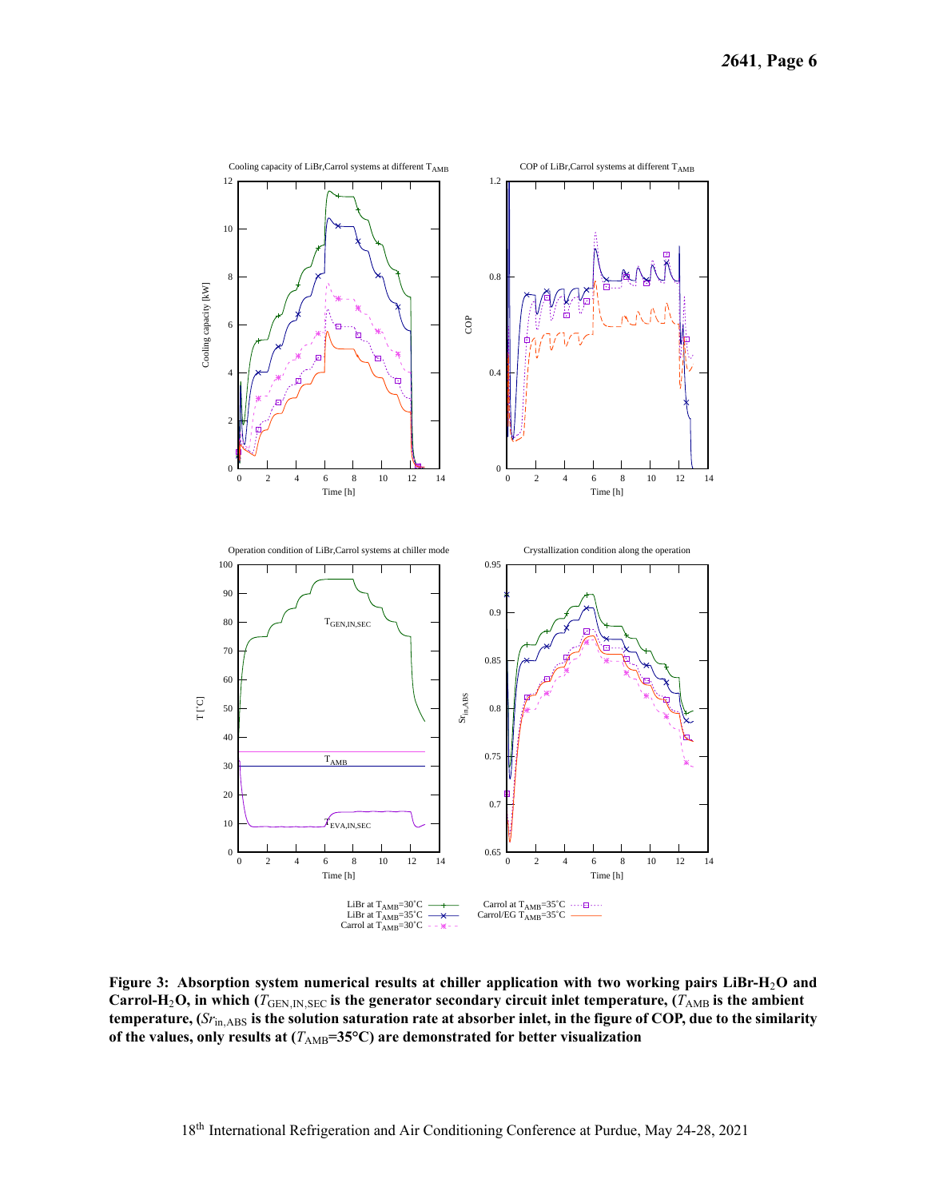**Figure 3: Absorption system numerical results at chiller application with two working pairs LiBr-$H_2O$ and Carrol-$H_2O$, in which ($T_{GEN,IN,SEC}$ is the generator secondary circuit inlet temperature, ($T_{AMB}$ is the ambient temperature, ($Sr_{in,ABS}$ is the solution saturation rate at absorber inlet, in the figure of COP, due to the similarity of the values, only results at ($T_{AMB}$=35°C) are demonstrated for better visualization**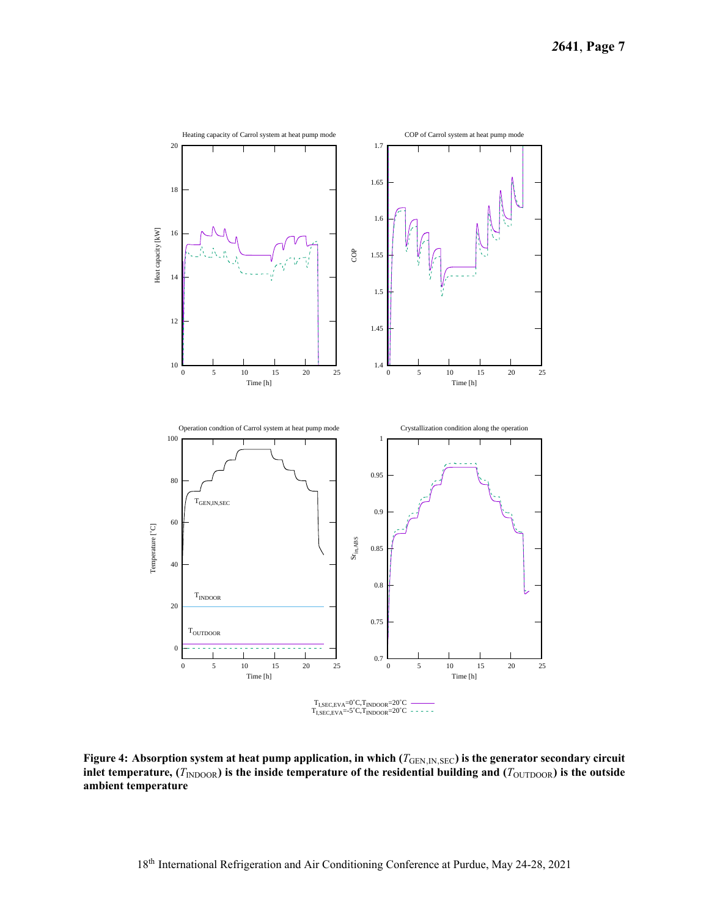Figure 4: Absorption system at heat pump application, in which ($T_{GEN,IN,SEC}$) is the generator secondary circuit inlet temperature, ($T_{INDOOR}$) is the inside temperature of the residential building and ($T_{OUTDOOR}$) is the outside ambient temperature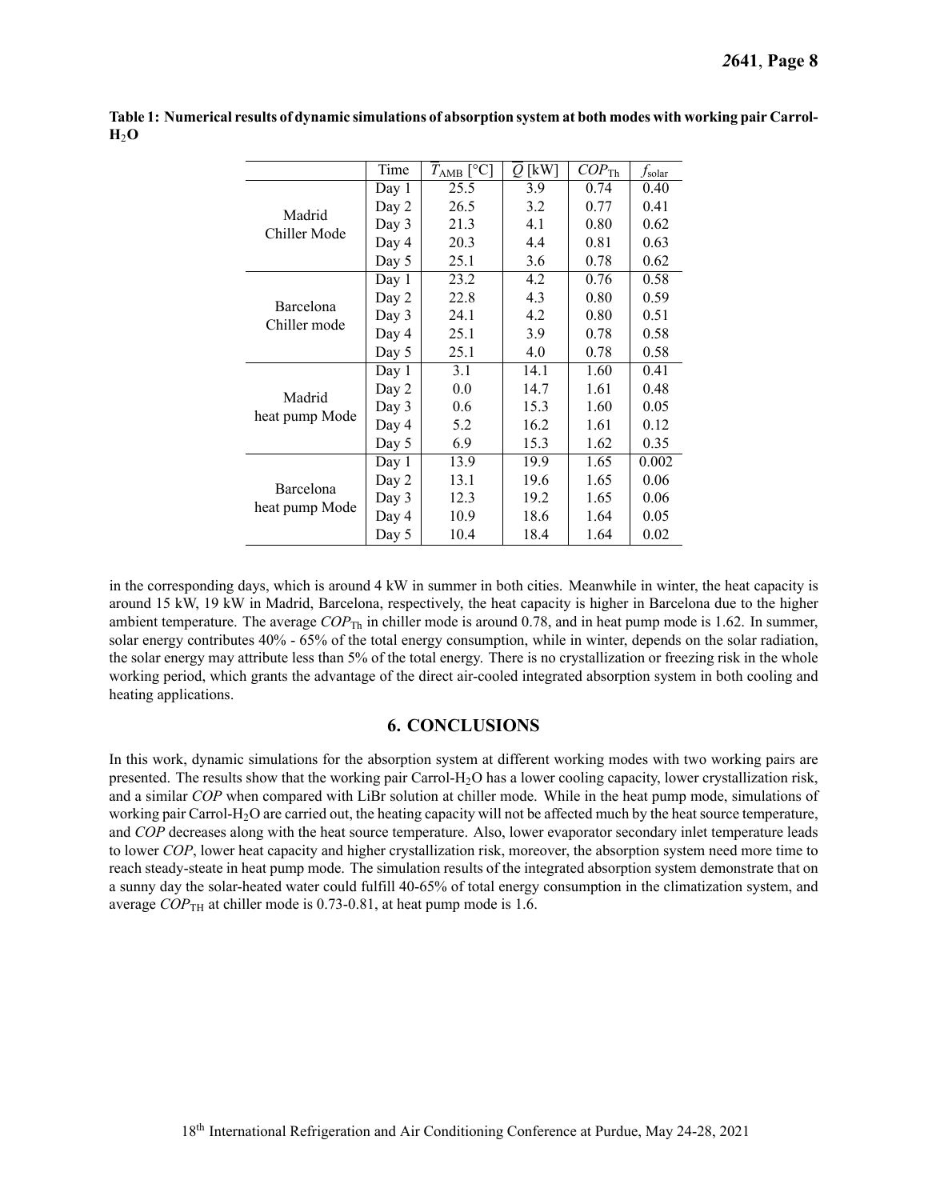**Table 1: Numerical results of dynamic simulations of absorption system at both modes with working pair Carrol-$H_2O$**

| | Time | $\overline{T}_{AMB}$ [°C] | $\overline{Q}$ [kW] | $COP_{Th}$ | $f_{solar}$ |
|---|---|---|---|---|---|
| Madrid Chiller Mode | Day 1 | 25.5 | 3.9 | 0.74 | 0.40 |
| | Day 2 | 26.5 | 3.2 | 0.77 | 0.41 |
| | Day 3 | 21.3 | 4.1 | 0.80 | 0.62 |
| | Day 4 | 20.3 | 4.4 | 0.81 | 0.63 |
| | Day 5 | 25.1 | 3.6 | 0.78 | 0.62 |
| Barcelona Chiller mode | Day 1 | 23.2 | 4.2 | 0.76 | 0.58 |
| | Day 2 | 22.8 | 4.3 | 0.80 | 0.59 |
| | Day 3 | 24.1 | 4.2 | 0.80 | 0.51 |
| | Day 4 | 25.1 | 3.9 | 0.78 | 0.58 |
| | Day 5 | 25.1 | 4.0 | 0.78 | 0.58 |
| Madrid heat pump Mode | Day 1 | 3.1 | 14.1 | 1.60 | 0.41 |
| | Day 2 | 0.0 | 14.7 | 1.61 | 0.48 |
| | Day 3 | 0.6 | 15.3 | 1.60 | 0.05 |
| | Day 4 | 5.2 | 16.2 | 1.61 | 0.12 |
| | Day 5 | 6.9 | 15.3 | 1.62 | 0.35 |
| Barcelona heat pump Mode | Day 1 | 13.9 | 19.9 | 1.65 | 0.002 |
| | Day 2 | 13.1 | 19.6 | 1.65 | 0.06 |
| | Day 3 | 12.3 | 19.2 | 1.65 | 0.06 |
| | Day 4 | 10.9 | 18.6 | 1.64 | 0.05 |
| | Day 5 | 10.4 | 18.4 | 1.64 | 0.02 |

in the corresponding days, which is around 4 kW in summer in both cities. Meanwhile in winter, the heat capacity is around 15 kW, 19 kW in Madrid, Barcelona, respectively, the heat capacity is higher in Barcelona due to the higher ambient temperature. The average $COP_{Th}$ in chiller mode is around 0.78, and in heat pump mode is 1.62. In summer, solar energy contributes 40% - 65% of the total energy consumption, while in winter, depends on the solar radiation, the solar energy may attribute less than 5% of the total energy. There is no crystallization or freezing risk in the whole working period, which grants the advantage of the direct air-cooled integrated absorption system in both cooling and heating applications.

## 6. CONCLUSIONS

In this work, dynamic simulations for the absorption system at different working modes with two working pairs are presented. The results show that the working pair Carrol-$H_2O$ has a lower cooling capacity, lower crystallization risk, and a similar *COP* when compared with LiBr solution at chiller mode. While in the heat pump mode, simulations of working pair Carrol-$H_2O$ are carried out, the heating capacity will not be affected much by the heat source temperature, and *COP* decreases along with the heat source temperature. Also, lower evaporator secondary inlet temperature leads to lower *COP*, lower heat capacity and higher crystallization risk, moreover, the absorption system need more time to reach steady-steate in heat pump mode. The simulation results of the integrated absorption system demonstrate that on a sunny day the solar-heated water could fulfill 40-65% of total energy consumption in the climatization system, and average $COP_{TH}$ at chiller mode is 0.73-0.81, at heat pump mode is 1.6.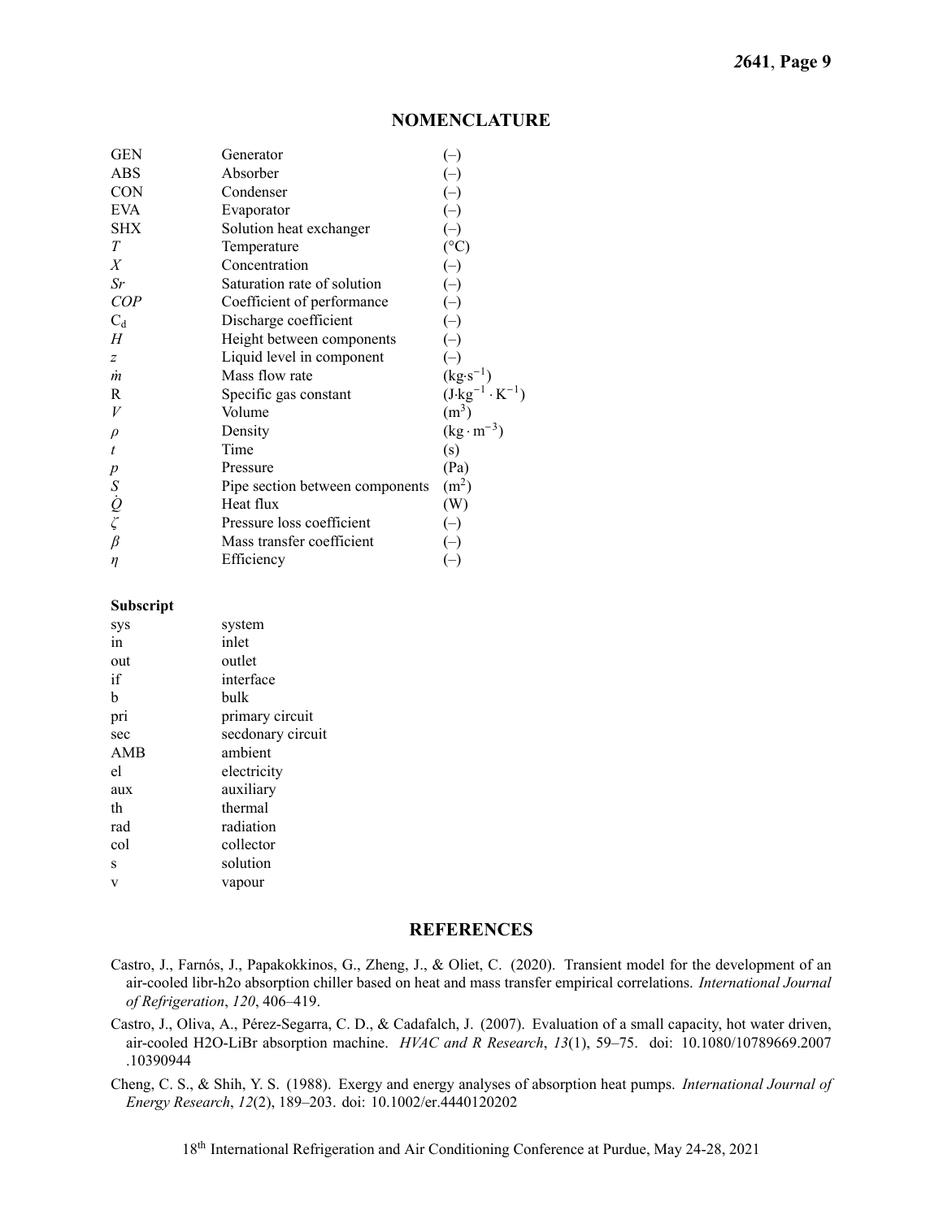## NOMENCLATURE

| | | |
|---|---|---|
| GEN | Generator | (–) |
| ABS | Absorber | (–) |
| CON | Condenser | (–) |
| EVA | Evaporator | (–) |
| SHX | Solution heat exchanger | (–) |
| $T$ | Temperature | (°C) |
| $X$ | Concentration | (–) |
| $Sr$ | Saturation rate of solution | (–) |
| $COP$ | Coefficient of performance | (–) |
| $C_d$ | Discharge coefficient | (–) |
| $H$ | Height between components | (–) |
| $z$ | Liquid level in component | (–) |
| $\dot{m}$ | Mass flow rate | $(\mathrm{kg{\cdot}s^{-1}})$ |
| R | Specific gas constant | $(\mathrm{J{\cdot}kg^{-1} \cdot K^{-1}})$ |
| $V$ | Volume | $(\mathrm{m^3})$ |
| $\rho$ | Density | $(\mathrm{kg \cdot m^{-3}})$ |
| $t$ | Time | (s) |
| $p$ | Pressure | (Pa) |
| $S$ | Pipe section between components | $(\mathrm{m^2})$ |
| $\dot{Q}$ | Heat flux | (W) |
| $\zeta$ | Pressure loss coefficient | (–) |
| $\beta$ | Mass transfer coefficient | (–) |
| $\eta$ | Efficiency | (–) |

**Subscript**

| | |
|---|---|
| sys | system |
| in | inlet |
| out | outlet |
| if | interface |
| b | bulk |
| pri | primary circuit |
| sec | secdonary circuit |
| AMB | ambient |
| el | electricity |
| aux | auxiliary |
| th | thermal |
| rad | radiation |
| col | collector |
| s | solution |
| v | vapour |

## REFERENCES

Castro, J., Farnós, J., Papakokkinos, G., Zheng, J., & Oliet, C. (2020). Transient model for the development of an air-cooled libr-h2o absorption chiller based on heat and mass transfer empirical correlations. *International Journal of Refrigeration*, *120*, 406–419.

Castro, J., Oliva, A., Pérez-Segarra, C. D., & Cadafalch, J. (2007). Evaluation of a small capacity, hot water driven, air-cooled H2O-LiBr absorption machine. *HVAC and R Research*, *13*(1), 59–75. doi: 10.1080/10789669.2007.10390944

Cheng, C. S., & Shih, Y. S. (1988). Exergy and energy analyses of absorption heat pumps. *International Journal of Energy Research*, *12*(2), 189–203. doi: 10.1002/er.4440120202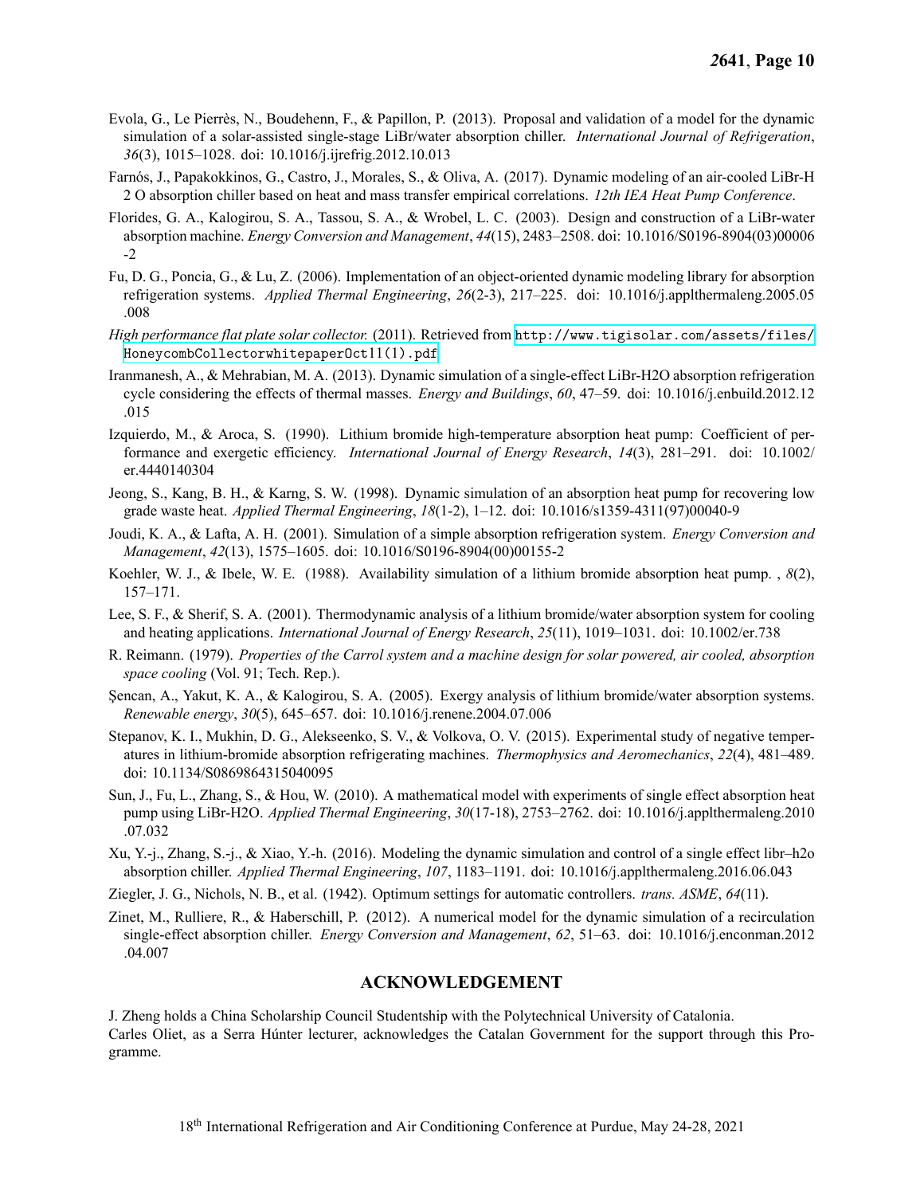Evola, G., Le Pierrès, N., Boudehenn, F., & Papillon, P. (2013). Proposal and validation of a model for the dynamic simulation of a solar-assisted single-stage LiBr/water absorption chiller. *International Journal of Refrigeration*, *36*(3), 1015–1028. doi: 10.1016/j.ijrefrig.2012.10.013

Farnós, J., Papakokkinos, G., Castro, J., Morales, S., & Oliva, A. (2017). Dynamic modeling of an air-cooled LiBr-H 2 O absorption chiller based on heat and mass transfer empirical correlations. *12th IEA Heat Pump Conference*.

Florides, G. A., Kalogirou, S. A., Tassou, S. A., & Wrobel, L. C. (2003). Design and construction of a LiBr-water absorption machine. *Energy Conversion and Management*, *44*(15), 2483–2508. doi: 10.1016/S0196-8904(03)00006-2

Fu, D. G., Poncia, G., & Lu, Z. (2006). Implementation of an object-oriented dynamic modeling library for absorption refrigeration systems. *Applied Thermal Engineering*, *26*(2-3), 217–225. doi: 10.1016/j.applthermaleng.2005.05.008

*High performance flat plate solar collector.* (2011). Retrieved from http://www.tigisolar.com/assets/files/HoneycombCollectorwhitepaperOct11(1).pdf

Iranmanesh, A., & Mehrabian, M. A. (2013). Dynamic simulation of a single-effect LiBr-H2O absorption refrigeration cycle considering the effects of thermal masses. *Energy and Buildings*, *60*, 47–59. doi: 10.1016/j.enbuild.2012.12.015

Izquierdo, M., & Aroca, S. (1990). Lithium bromide high-temperature absorption heat pump: Coefficient of performance and exergetic efficiency. *International Journal of Energy Research*, *14*(3), 281–291. doi: 10.1002/er.4440140304

Jeong, S., Kang, B. H., & Karng, S. W. (1998). Dynamic simulation of an absorption heat pump for recovering low grade waste heat. *Applied Thermal Engineering*, *18*(1-2), 1–12. doi: 10.1016/s1359-4311(97)00040-9

Joudi, K. A., & Lafta, A. H. (2001). Simulation of a simple absorption refrigeration system. *Energy Conversion and Management*, *42*(13), 1575–1605. doi: 10.1016/S0196-8904(00)00155-2

Koehler, W. J., & Ibele, W. E. (1988). Availability simulation of a lithium bromide absorption heat pump. , *8*(2), 157–171.

Lee, S. F., & Sherif, S. A. (2001). Thermodynamic analysis of a lithium bromide/water absorption system for cooling and heating applications. *International Journal of Energy Research*, *25*(11), 1019–1031. doi: 10.1002/er.738

R. Reimann. (1979). *Properties of the Carrol system and a machine design for solar powered, air cooled, absorption space cooling* (Vol. 91; Tech. Rep.).

Şencan, A., Yakut, K. A., & Kalogirou, S. A. (2005). Exergy analysis of lithium bromide/water absorption systems. *Renewable energy*, *30*(5), 645–657. doi: 10.1016/j.renene.2004.07.006

Stepanov, K. I., Mukhin, D. G., Alekseenko, S. V., & Volkova, O. V. (2015). Experimental study of negative temperatures in lithium-bromide absorption refrigerating machines. *Thermophysics and Aeromechanics*, *22*(4), 481–489. doi: 10.1134/S0869864315040095

Sun, J., Fu, L., Zhang, S., & Hou, W. (2010). A mathematical model with experiments of single effect absorption heat pump using LiBr-H2O. *Applied Thermal Engineering*, *30*(17-18), 2753–2762. doi: 10.1016/j.applthermaleng.2010.07.032

Xu, Y.-j., Zhang, S.-j., & Xiao, Y.-h. (2016). Modeling the dynamic simulation and control of a single effect libr–h2o absorption chiller. *Applied Thermal Engineering*, *107*, 1183–1191. doi: 10.1016/j.applthermaleng.2016.06.043

Ziegler, J. G., Nichols, N. B., et al. (1942). Optimum settings for automatic controllers. *trans. ASME*, *64*(11).

Zinet, M., Rulliere, R., & Haberschill, P. (2012). A numerical model for the dynamic simulation of a recirculation single-effect absorption chiller. *Energy Conversion and Management*, *62*, 51–63. doi: 10.1016/j.enconman.2012.04.007

## ACKNOWLEDGEMENT

J. Zheng holds a China Scholarship Council Studentship with the Polytechnical University of Catalonia.
Carles Oliet, as a Serra Húnter lecturer, acknowledges the Catalan Government for the support through this Programme.